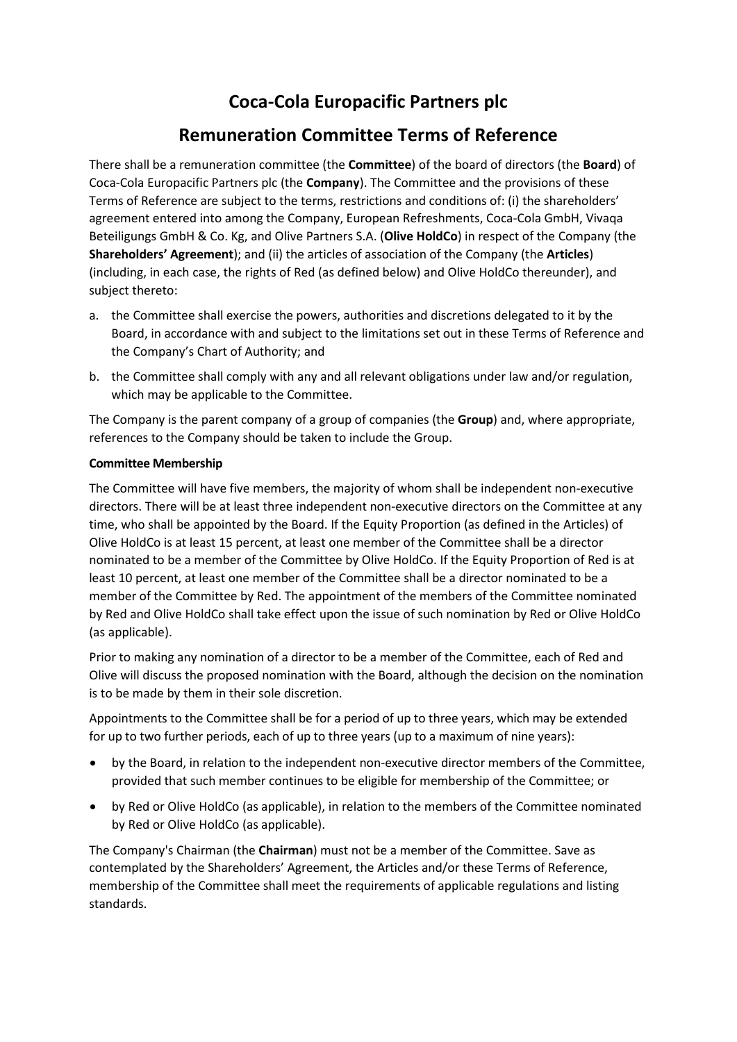# Coca-Cola Europacific Partners plc

## Remuneration Committee Terms of Reference

There shall be a remuneration committee (the **Committee**) of the board of directors (the **Board**) of Coca-Cola Europacific Partners plc (the **Company**). The Committee and the provisions of these Terms of Reference are subject to the terms, restrictions and conditions of: (i) the shareholders' agreement entered into among the Company, European Refreshments, Coca-Cola GmbH, Vivaqa Beteiligungs GmbH & Co. Kg, and Olive Partners S.A. (**Olive HoldCo**) in respect of the Company (the **Shareholders' Agreement**); and (ii) the articles of association of the Company (the **Articles**) (including, in each case, the rights of Red (as defined below) and Olive HoldCo thereunder), and subject thereto:

a. the Committee shall exercise the powers, authorities and discretions delegated to it by the Board, in accordance with and subject to the limitations set out in these Terms of Reference and the Company's Chart of Authority; and

b. the Committee shall comply with any and all relevant obligations under law and/or regulation, which may be applicable to the Committee.

The Company is the parent company of a group of companies (the **Group**) and, where appropriate, references to the Company should be taken to include the Group.

**Committee Membership**

The Committee will have five members, the majority of whom shall be independent non-executive directors. There will be at least three independent non-executive directors on the Committee at any time, who shall be appointed by the Board. If the Equity Proportion (as defined in the Articles) of Olive HoldCo is at least 15 percent, at least one member of the Committee shall be a director nominated to be a member of the Committee by Olive HoldCo. If the Equity Proportion of Red is at least 10 percent, at least one member of the Committee shall be a director nominated to be a member of the Committee by Red. The appointment of the members of the Committee nominated by Red and Olive HoldCo shall take effect upon the issue of such nomination by Red or Olive HoldCo (as applicable).

Prior to making any nomination of a director to be a member of the Committee, each of Red and Olive will discuss the proposed nomination with the Board, although the decision on the nomination is to be made by them in their sole discretion.

Appointments to the Committee shall be for a period of up to three years, which may be extended for up to two further periods, each of up to three years (up to a maximum of nine years):

- by the Board, in relation to the independent non-executive director members of the Committee, provided that such member continues to be eligible for membership of the Committee; or
- by Red or Olive HoldCo (as applicable), in relation to the members of the Committee nominated by Red or Olive HoldCo (as applicable).

The Company's Chairman (the **Chairman**) must not be a member of the Committee. Save as contemplated by the Shareholders' Agreement, the Articles and/or these Terms of Reference, membership of the Committee shall meet the requirements of applicable regulations and listing standards.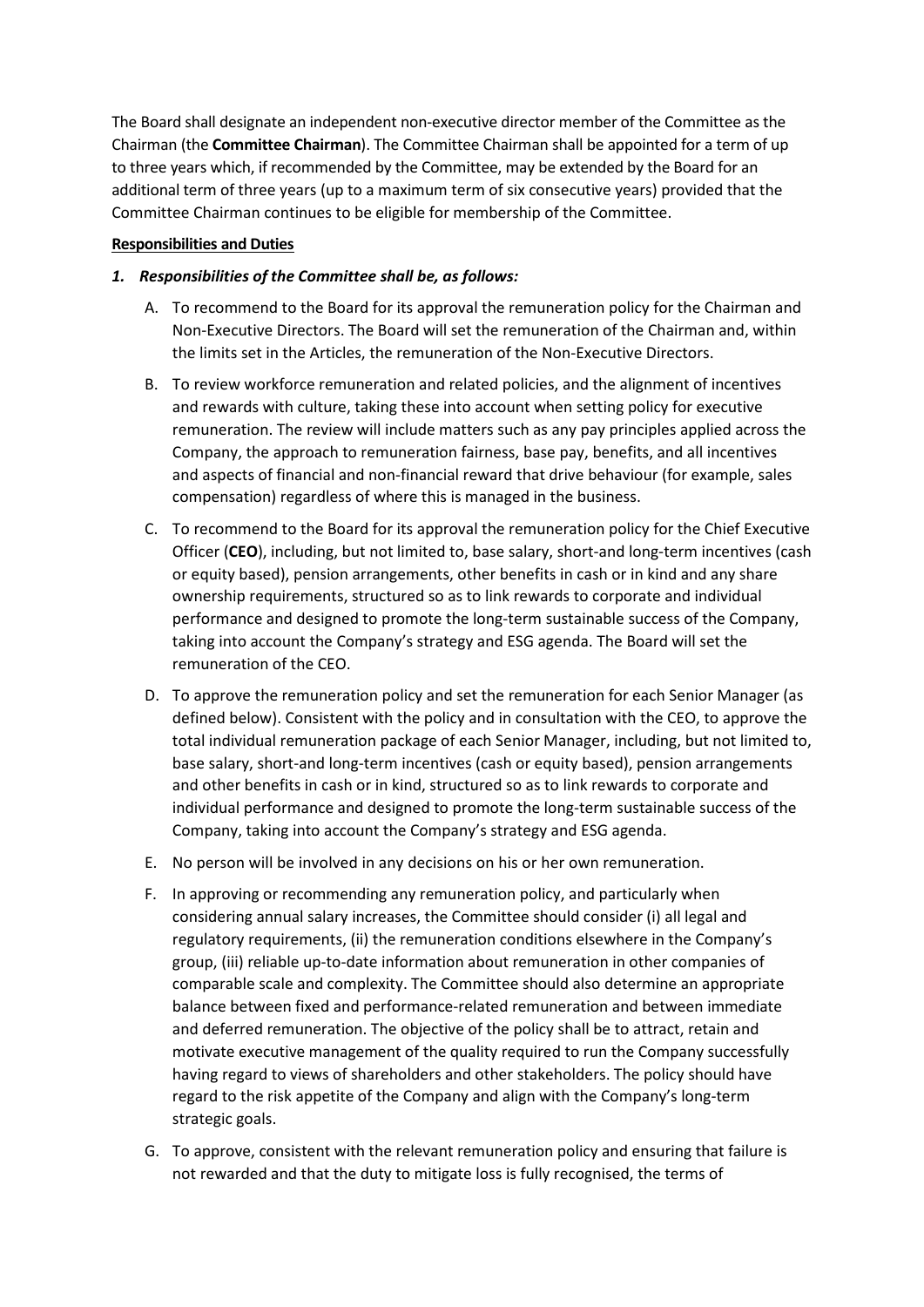The Board shall designate an independent non-executive director member of the Committee as the Chairman (the **Committee Chairman**). The Committee Chairman shall be appointed for a term of up to three years which, if recommended by the Committee, may be extended by the Board for an additional term of three years (up to a maximum term of six consecutive years) provided that the Committee Chairman continues to be eligible for membership of the Committee.

**Responsibilities and Duties**

1. ***Responsibilities of the Committee shall be, as follows:***

   A. To recommend to the Board for its approval the remuneration policy for the Chairman and Non-Executive Directors. The Board will set the remuneration of the Chairman and, within the limits set in the Articles, the remuneration of the Non-Executive Directors.

   B. To review workforce remuneration and related policies, and the alignment of incentives and rewards with culture, taking these into account when setting policy for executive remuneration. The review will include matters such as any pay principles applied across the Company, the approach to remuneration fairness, base pay, benefits, and all incentives and aspects of financial and non-financial reward that drive behaviour (for example, sales compensation) regardless of where this is managed in the business.

   C. To recommend to the Board for its approval the remuneration policy for the Chief Executive Officer (**CEO**), including, but not limited to, base salary, short-and long-term incentives (cash or equity based), pension arrangements, other benefits in cash or in kind and any share ownership requirements, structured so as to link rewards to corporate and individual performance and designed to promote the long-term sustainable success of the Company, taking into account the Company's strategy and ESG agenda. The Board will set the remuneration of the CEO.

   D. To approve the remuneration policy and set the remuneration for each Senior Manager (as defined below). Consistent with the policy and in consultation with the CEO, to approve the total individual remuneration package of each Senior Manager, including, but not limited to, base salary, short-and long-term incentives (cash or equity based), pension arrangements and other benefits in cash or in kind, structured so as to link rewards to corporate and individual performance and designed to promote the long-term sustainable success of the Company, taking into account the Company's strategy and ESG agenda.

   E. No person will be involved in any decisions on his or her own remuneration.

   F. In approving or recommending any remuneration policy, and particularly when considering annual salary increases, the Committee should consider (i) all legal and regulatory requirements, (ii) the remuneration conditions elsewhere in the Company's group, (iii) reliable up-to-date information about remuneration in other companies of comparable scale and complexity. The Committee should also determine an appropriate balance between fixed and performance-related remuneration and between immediate and deferred remuneration. The objective of the policy shall be to attract, retain and motivate executive management of the quality required to run the Company successfully having regard to views of shareholders and other stakeholders. The policy should have regard to the risk appetite of the Company and align with the Company's long-term strategic goals.

   G. To approve, consistent with the relevant remuneration policy and ensuring that failure is not rewarded and that the duty to mitigate loss is fully recognised, the terms of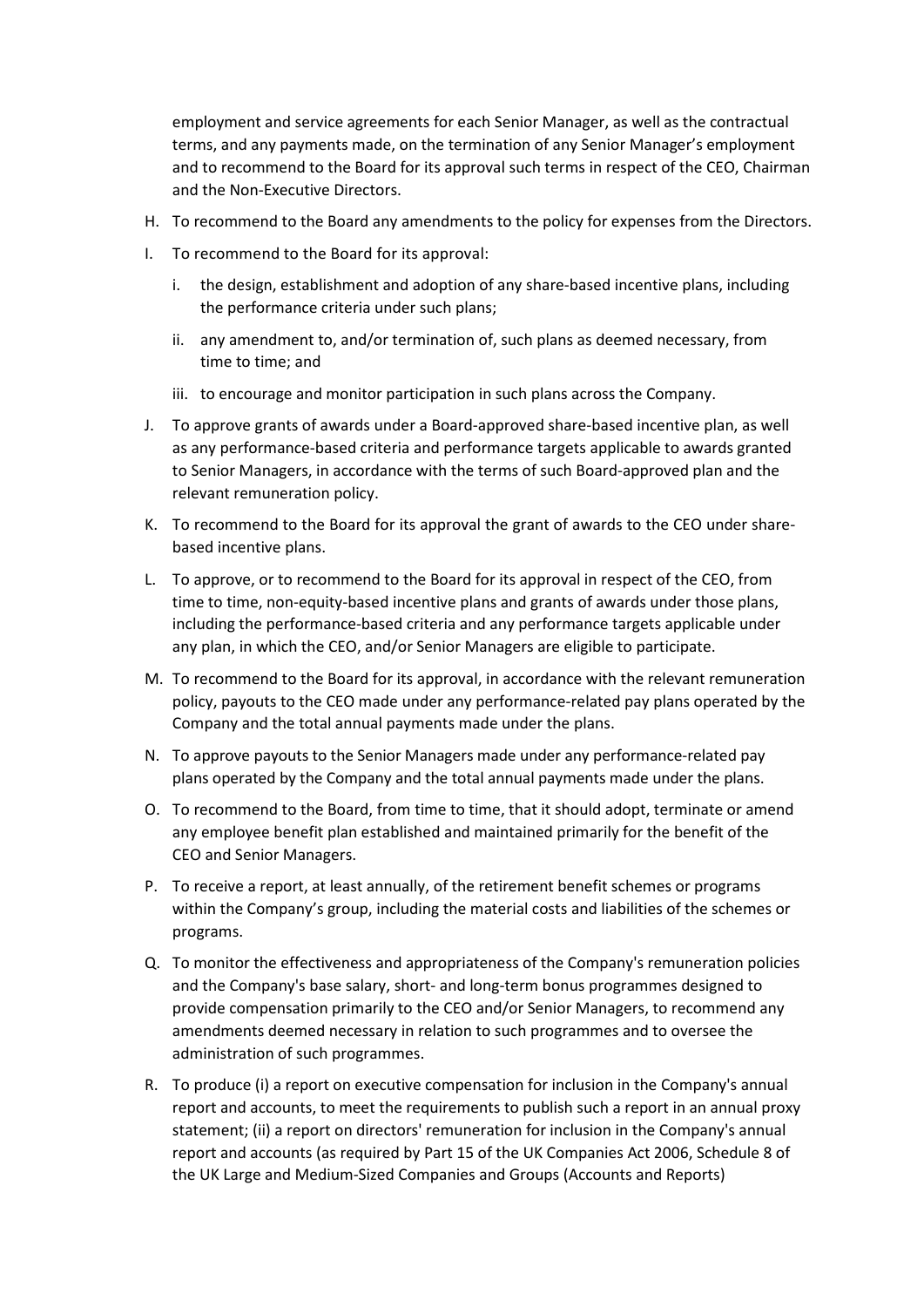employment and service agreements for each Senior Manager, as well as the contractual terms, and any payments made, on the termination of any Senior Manager's employment and to recommend to the Board for its approval such terms in respect of the CEO, Chairman and the Non-Executive Directors.

H. To recommend to the Board any amendments to the policy for expenses from the Directors.

I. To recommend to the Board for its approval:

   i. the design, establishment and adoption of any share-based incentive plans, including the performance criteria under such plans;

   ii. any amendment to, and/or termination of, such plans as deemed necessary, from time to time; and

   iii. to encourage and monitor participation in such plans across the Company.

J. To approve grants of awards under a Board-approved share-based incentive plan, as well as any performance-based criteria and performance targets applicable to awards granted to Senior Managers, in accordance with the terms of such Board-approved plan and the relevant remuneration policy.

K. To recommend to the Board for its approval the grant of awards to the CEO under share-based incentive plans.

L. To approve, or to recommend to the Board for its approval in respect of the CEO, from time to time, non-equity-based incentive plans and grants of awards under those plans, including the performance-based criteria and any performance targets applicable under any plan, in which the CEO, and/or Senior Managers are eligible to participate.

M. To recommend to the Board for its approval, in accordance with the relevant remuneration policy, payouts to the CEO made under any performance-related pay plans operated by the Company and the total annual payments made under the plans.

N. To approve payouts to the Senior Managers made under any performance-related pay plans operated by the Company and the total annual payments made under the plans.

O. To recommend to the Board, from time to time, that it should adopt, terminate or amend any employee benefit plan established and maintained primarily for the benefit of the CEO and Senior Managers.

P. To receive a report, at least annually, of the retirement benefit schemes or programs within the Company's group, including the material costs and liabilities of the schemes or programs.

Q. To monitor the effectiveness and appropriateness of the Company's remuneration policies and the Company's base salary, short- and long-term bonus programmes designed to provide compensation primarily to the CEO and/or Senior Managers, to recommend any amendments deemed necessary in relation to such programmes and to oversee the administration of such programmes.

R. To produce (i) a report on executive compensation for inclusion in the Company's annual report and accounts, to meet the requirements to publish such a report in an annual proxy statement; (ii) a report on directors' remuneration for inclusion in the Company's annual report and accounts (as required by Part 15 of the UK Companies Act 2006, Schedule 8 of the UK Large and Medium-Sized Companies and Groups (Accounts and Reports)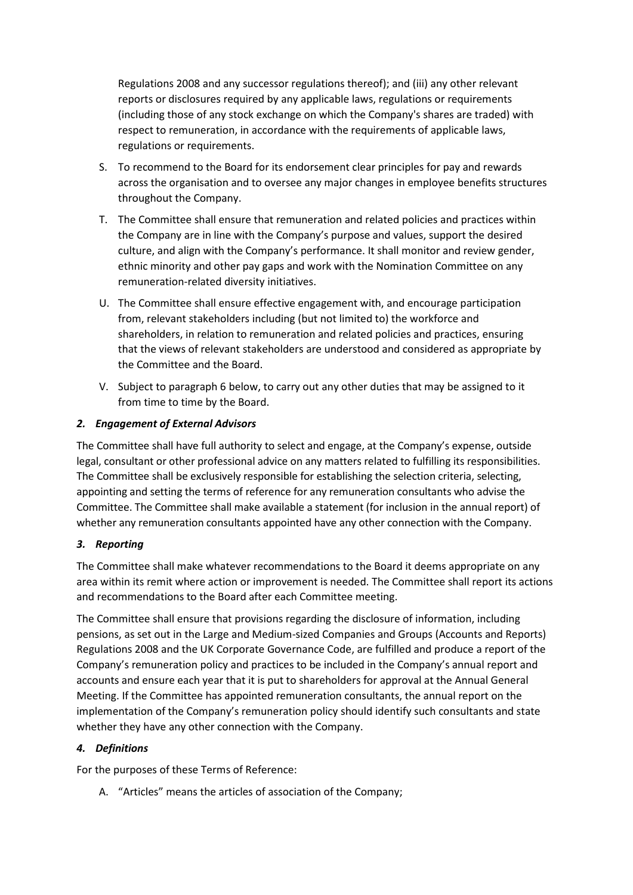Regulations 2008 and any successor regulations thereof); and (iii) any other relevant reports or disclosures required by any applicable laws, regulations or requirements (including those of any stock exchange on which the Company's shares are traded) with respect to remuneration, in accordance with the requirements of applicable laws, regulations or requirements.

S. To recommend to the Board for its endorsement clear principles for pay and rewards across the organisation and to oversee any major changes in employee benefits structures throughout the Company.

T. The Committee shall ensure that remuneration and related policies and practices within the Company are in line with the Company's purpose and values, support the desired culture, and align with the Company's performance. It shall monitor and review gender, ethnic minority and other pay gaps and work with the Nomination Committee on any remuneration-related diversity initiatives.

U. The Committee shall ensure effective engagement with, and encourage participation from, relevant stakeholders including (but not limited to) the workforce and shareholders, in relation to remuneration and related policies and practices, ensuring that the views of relevant stakeholders are understood and considered as appropriate by the Committee and the Board.

V. Subject to paragraph 6 below, to carry out any other duties that may be assigned to it from time to time by the Board.

### *2. Engagement of External Advisors*

The Committee shall have full authority to select and engage, at the Company's expense, outside legal, consultant or other professional advice on any matters related to fulfilling its responsibilities. The Committee shall be exclusively responsible for establishing the selection criteria, selecting, appointing and setting the terms of reference for any remuneration consultants who advise the Committee. The Committee shall make available a statement (for inclusion in the annual report) of whether any remuneration consultants appointed have any other connection with the Company.

### *3. Reporting*

The Committee shall make whatever recommendations to the Board it deems appropriate on any area within its remit where action or improvement is needed. The Committee shall report its actions and recommendations to the Board after each Committee meeting.

The Committee shall ensure that provisions regarding the disclosure of information, including pensions, as set out in the Large and Medium-sized Companies and Groups (Accounts and Reports) Regulations 2008 and the UK Corporate Governance Code, are fulfilled and produce a report of the Company's remuneration policy and practices to be included in the Company's annual report and accounts and ensure each year that it is put to shareholders for approval at the Annual General Meeting. If the Committee has appointed remuneration consultants, the annual report on the implementation of the Company's remuneration policy should identify such consultants and state whether they have any other connection with the Company.

### *4. Definitions*

For the purposes of these Terms of Reference:

A. "Articles" means the articles of association of the Company;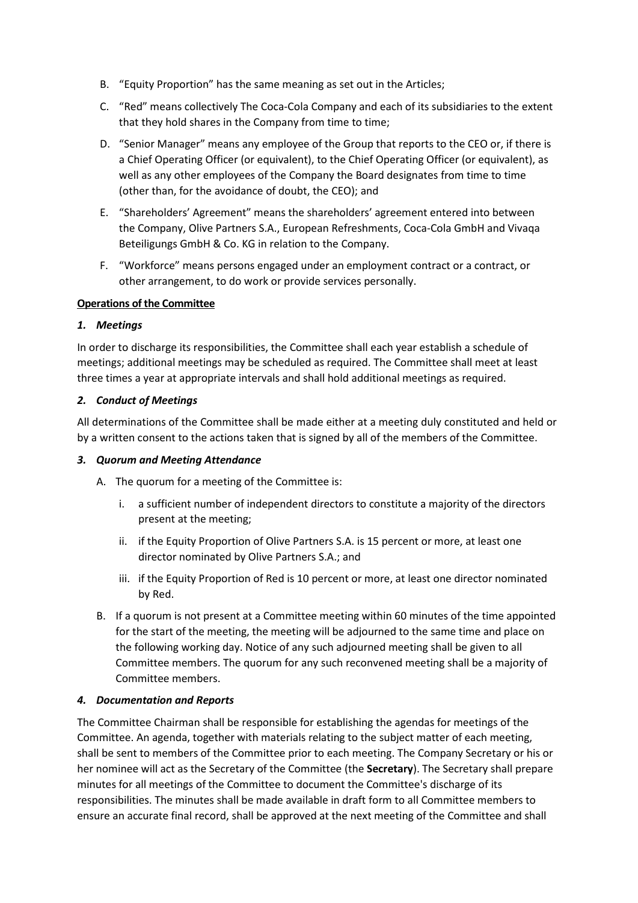B. "Equity Proportion" has the same meaning as set out in the Articles;

C. "Red" means collectively The Coca-Cola Company and each of its subsidiaries to the extent that they hold shares in the Company from time to time;

D. "Senior Manager" means any employee of the Group that reports to the CEO or, if there is a Chief Operating Officer (or equivalent), to the Chief Operating Officer (or equivalent), as well as any other employees of the Company the Board designates from time to time (other than, for the avoidance of doubt, the CEO); and

E. "Shareholders' Agreement" means the shareholders' agreement entered into between the Company, Olive Partners S.A., European Refreshments, Coca-Cola GmbH and Vivaqa Beteiligungs GmbH & Co. KG in relation to the Company.

F. "Workforce" means persons engaged under an employment contract or a contract, or other arrangement, to do work or provide services personally.

**Operations of the Committee**

***1. Meetings***

In order to discharge its responsibilities, the Committee shall each year establish a schedule of meetings; additional meetings may be scheduled as required. The Committee shall meet at least three times a year at appropriate intervals and shall hold additional meetings as required.

***2. Conduct of Meetings***

All determinations of the Committee shall be made either at a meeting duly constituted and held or by a written consent to the actions taken that is signed by all of the members of the Committee.

***3. Quorum and Meeting Attendance***

A. The quorum for a meeting of the Committee is:

   i. a sufficient number of independent directors to constitute a majority of the directors present at the meeting;

   ii. if the Equity Proportion of Olive Partners S.A. is 15 percent or more, at least one director nominated by Olive Partners S.A.; and

   iii. if the Equity Proportion of Red is 10 percent or more, at least one director nominated by Red.

B. If a quorum is not present at a Committee meeting within 60 minutes of the time appointed for the start of the meeting, the meeting will be adjourned to the same time and place on the following working day. Notice of any such adjourned meeting shall be given to all Committee members. The quorum for any such reconvened meeting shall be a majority of Committee members.

***4. Documentation and Reports***

The Committee Chairman shall be responsible for establishing the agendas for meetings of the Committee. An agenda, together with materials relating to the subject matter of each meeting, shall be sent to members of the Committee prior to each meeting. The Company Secretary or his or her nominee will act as the Secretary of the Committee (the **Secretary**). The Secretary shall prepare minutes for all meetings of the Committee to document the Committee's discharge of its responsibilities. The minutes shall be made available in draft form to all Committee members to ensure an accurate final record, shall be approved at the next meeting of the Committee and shall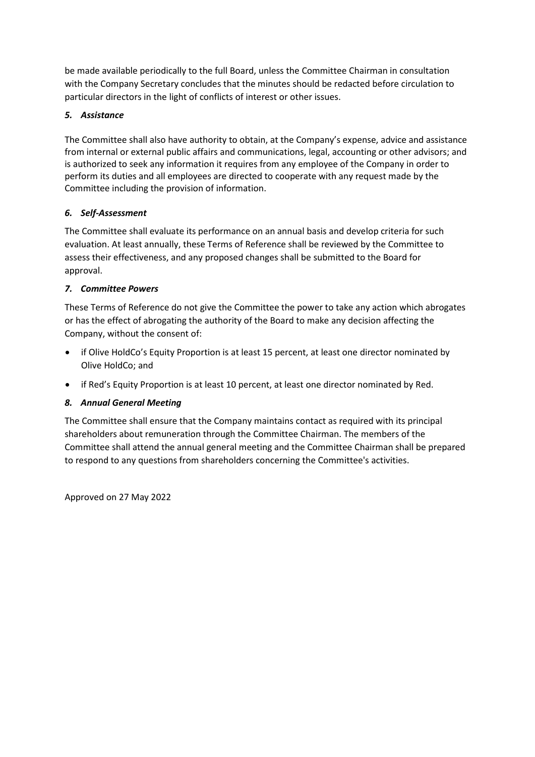be made available periodically to the full Board, unless the Committee Chairman in consultation with the Company Secretary concludes that the minutes should be redacted before circulation to particular directors in the light of conflicts of interest or other issues.

### *5. Assistance*

The Committee shall also have authority to obtain, at the Company's expense, advice and assistance from internal or external public affairs and communications, legal, accounting or other advisors; and is authorized to seek any information it requires from any employee of the Company in order to perform its duties and all employees are directed to cooperate with any request made by the Committee including the provision of information.

### *6. Self-Assessment*

The Committee shall evaluate its performance on an annual basis and develop criteria for such evaluation. At least annually, these Terms of Reference shall be reviewed by the Committee to assess their effectiveness, and any proposed changes shall be submitted to the Board for approval.

### *7. Committee Powers*

These Terms of Reference do not give the Committee the power to take any action which abrogates or has the effect of abrogating the authority of the Board to make any decision affecting the Company, without the consent of:

- if Olive HoldCo's Equity Proportion is at least 15 percent, at least one director nominated by Olive HoldCo; and
- if Red's Equity Proportion is at least 10 percent, at least one director nominated by Red.

### *8. Annual General Meeting*

The Committee shall ensure that the Company maintains contact as required with its principal shareholders about remuneration through the Committee Chairman. The members of the Committee shall attend the annual general meeting and the Committee Chairman shall be prepared to respond to any questions from shareholders concerning the Committee's activities.

Approved on 27 May 2022